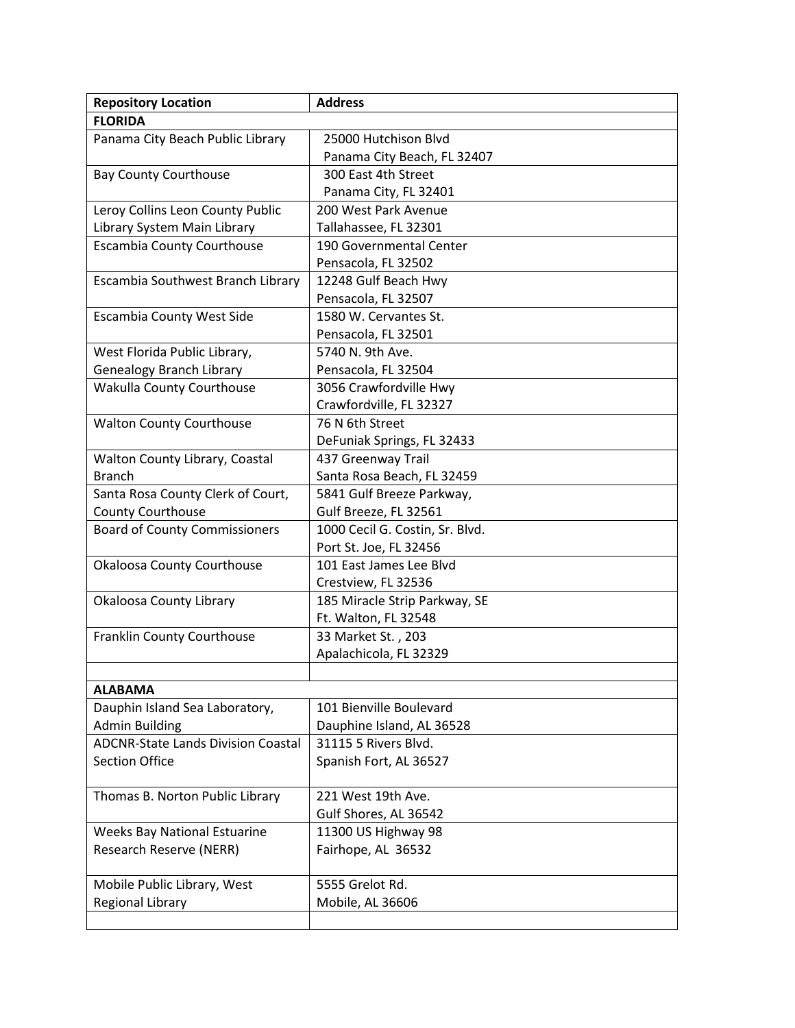| Repository Location | Address |
|---|---|
| **FLORIDA** | |
| Panama City Beach Public Library | 25000 Hutchison Blvd<br>Panama City Beach, FL 32407 |
| Bay County Courthouse | 300 East 4th Street<br>Panama City, FL 32401 |
| Leroy Collins Leon County Public Library System Main Library | 200 West Park Avenue<br>Tallahassee, FL 32301 |
| Escambia County Courthouse | 190 Governmental Center<br>Pensacola, FL 32502 |
| Escambia Southwest Branch Library | 12248 Gulf Beach Hwy<br>Pensacola, FL 32507 |
| Escambia County West Side | 1580 W. Cervantes St.<br>Pensacola, FL 32501 |
| West Florida Public Library, Genealogy Branch Library | 5740 N. 9th Ave.<br>Pensacola, FL 32504 |
| Wakulla County Courthouse | 3056 Crawfordville Hwy<br>Crawfordville, FL 32327 |
| Walton County Courthouse | 76 N 6th Street<br>DeFuniak Springs, FL 32433 |
| Walton County Library, Coastal Branch | 437 Greenway Trail<br>Santa Rosa Beach, FL 32459 |
| Santa Rosa County Clerk of Court, County Courthouse | 5841 Gulf Breeze Parkway,<br>Gulf Breeze, FL 32561 |
| Board of County Commissioners | 1000 Cecil G. Costin, Sr. Blvd.<br>Port St. Joe, FL 32456 |
| Okaloosa County Courthouse | 101 East James Lee Blvd<br>Crestview, FL 32536 |
| Okaloosa County Library | 185 Miracle Strip Parkway, SE<br>Ft. Walton, FL 32548 |
| Franklin County Courthouse | 33 Market St. , 203<br>Apalachicola, FL 32329 |
| | |
| **ALABAMA** | |
| Dauphin Island Sea Laboratory, Admin Building | 101 Bienville Boulevard<br>Dauphine Island, AL 36528 |
| ADCNR-State Lands Division Coastal Section Office | 31115 5 Rivers Blvd.<br>Spanish Fort, AL 36527 |
| Thomas B. Norton Public Library | 221 West 19th Ave.<br>Gulf Shores, AL 36542 |
| Weeks Bay National Estuarine Research Reserve (NERR) | 11300 US Highway 98<br>Fairhope, AL 36532 |
| Mobile Public Library, West Regional Library | 5555 Grelot Rd.<br>Mobile, AL 36606 |
| | |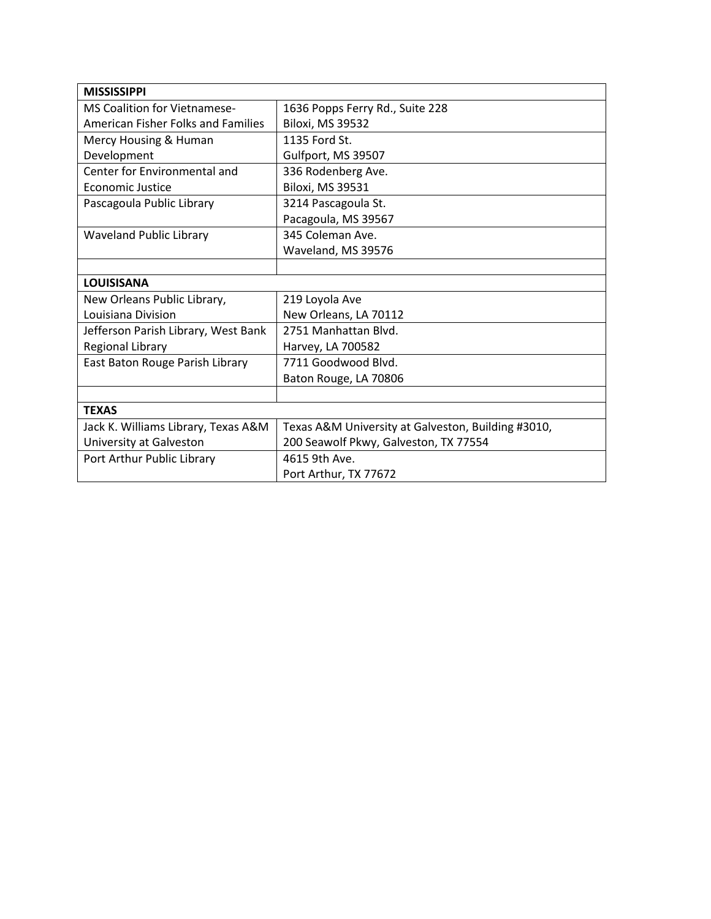| | |
|---|---|
| **MISSISSIPPI** | |
| MS Coalition for Vietnamese-American Fisher Folks and Families | 1636 Popps Ferry Rd., Suite 228<br>Biloxi, MS 39532 |
| Mercy Housing & Human Development | 1135 Ford St.<br>Gulfport, MS 39507 |
| Center for Environmental and Economic Justice | 336 Rodenberg Ave.<br>Biloxi, MS 39531 |
| Pascagoula Public Library | 3214 Pascagoula St.<br>Pacagoula, MS 39567 |
| Waveland Public Library | 345 Coleman Ave.<br>Waveland, MS 39576 |
| | |
| **LOUISISANA** | |
| New Orleans Public Library, Louisiana Division | 219 Loyola Ave<br>New Orleans, LA 70112 |
| Jefferson Parish Library, West Bank Regional Library | 2751 Manhattan Blvd.<br>Harvey, LA 700582 |
| East Baton Rouge Parish Library | 7711 Goodwood Blvd.<br>Baton Rouge, LA 70806 |
| | |
| **TEXAS** | |
| Jack K. Williams Library, Texas A&M University at Galveston | Texas A&M University at Galveston, Building #3010,<br>200 Seawolf Pkwy, Galveston, TX 77554 |
| Port Arthur Public Library | 4615 9th Ave.<br>Port Arthur, TX 77672 |